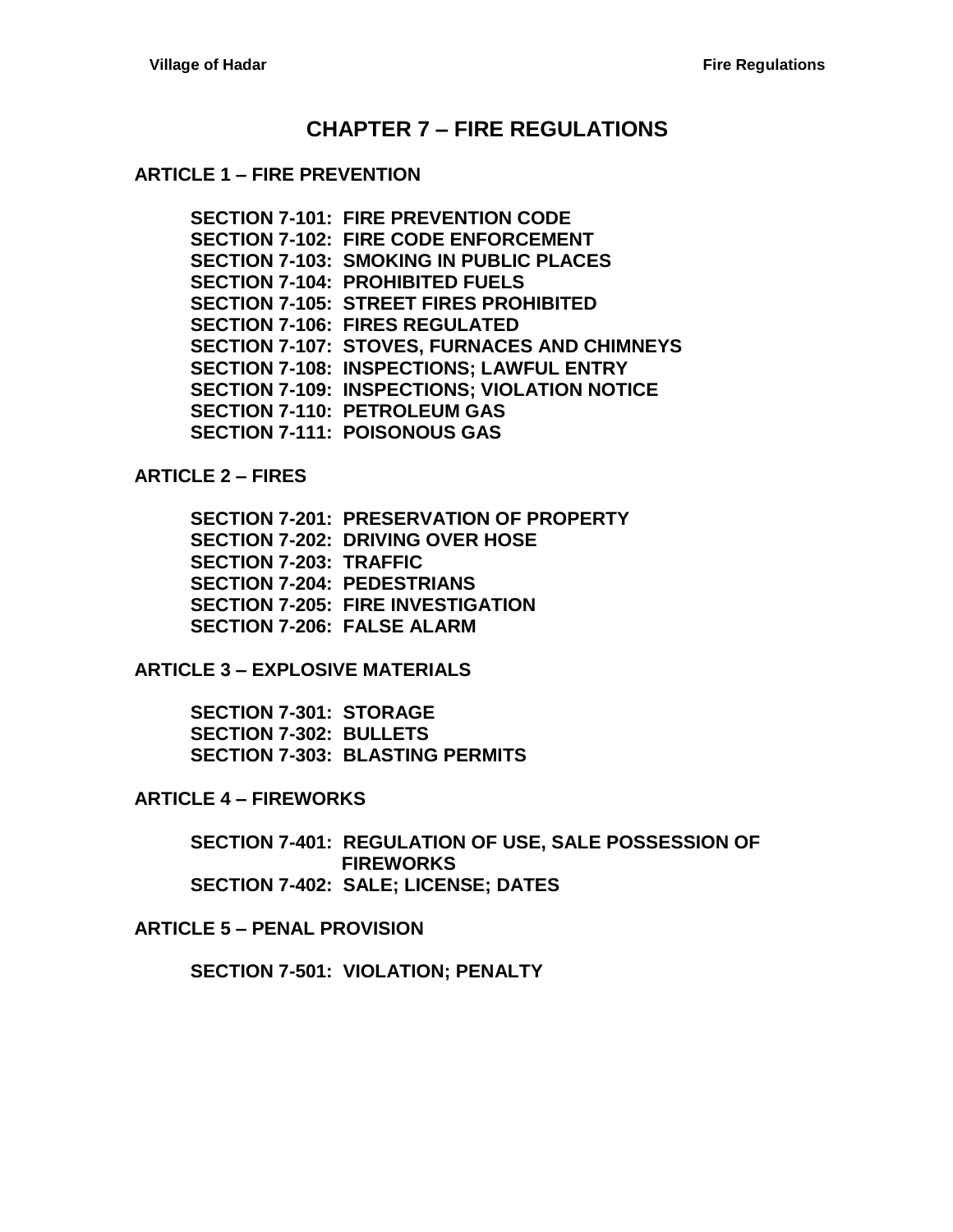# CHAPTER 7 – FIRE REGULATIONS

## ARTICLE 1 – FIRE PREVENTION

**SECTION 7-101: FIRE PREVENTION CODE**
**SECTION 7-102: FIRE CODE ENFORCEMENT**
**SECTION 7-103: SMOKING IN PUBLIC PLACES**
**SECTION 7-104: PROHIBITED FUELS**
**SECTION 7-105: STREET FIRES PROHIBITED**
**SECTION 7-106: FIRES REGULATED**
**SECTION 7-107: STOVES, FURNACES AND CHIMNEYS**
**SECTION 7-108: INSPECTIONS; LAWFUL ENTRY**
**SECTION 7-109: INSPECTIONS; VIOLATION NOTICE**
**SECTION 7-110: PETROLEUM GAS**
**SECTION 7-111: POISONOUS GAS**

## ARTICLE 2 – FIRES

**SECTION 7-201: PRESERVATION OF PROPERTY**
**SECTION 7-202: DRIVING OVER HOSE**
**SECTION 7-203: TRAFFIC**
**SECTION 7-204: PEDESTRIANS**
**SECTION 7-205: FIRE INVESTIGATION**
**SECTION 7-206: FALSE ALARM**

## ARTICLE 3 – EXPLOSIVE MATERIALS

**SECTION 7-301: STORAGE**
**SECTION 7-302: BULLETS**
**SECTION 7-303: BLASTING PERMITS**

## ARTICLE 4 – FIREWORKS

**SECTION 7-401: REGULATION OF USE, SALE POSSESSION OF FIREWORKS**
**SECTION 7-402: SALE; LICENSE; DATES**

## ARTICLE 5 – PENAL PROVISION

**SECTION 7-501: VIOLATION; PENALTY**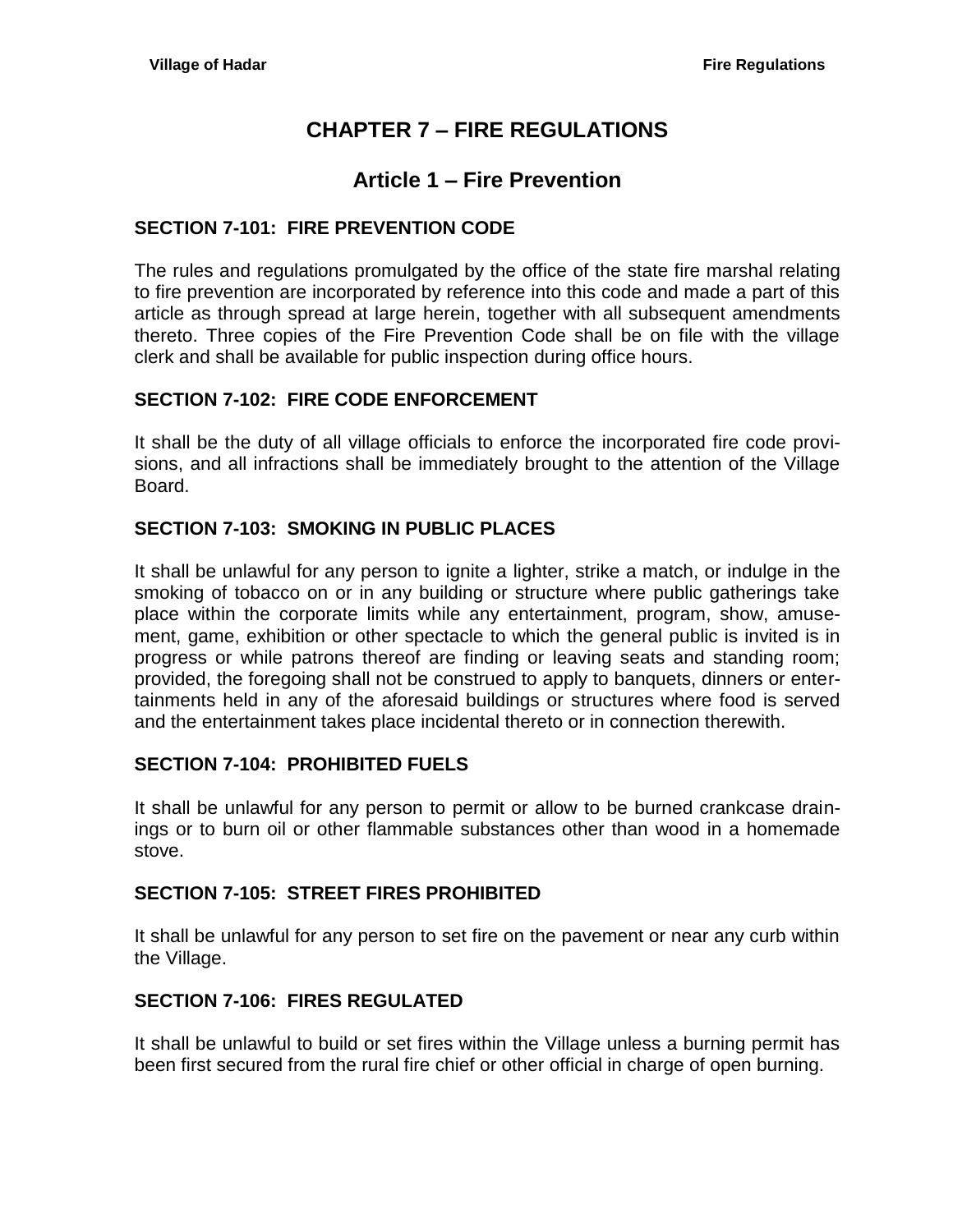# CHAPTER 7 – FIRE REGULATIONS

## Article 1 – Fire Prevention

### SECTION 7-101: FIRE PREVENTION CODE

The rules and regulations promulgated by the office of the state fire marshal relating to fire prevention are incorporated by reference into this code and made a part of this article as through spread at large herein, together with all subsequent amendments thereto. Three copies of the Fire Prevention Code shall be on file with the village clerk and shall be available for public inspection during office hours.

### SECTION 7-102: FIRE CODE ENFORCEMENT

It shall be the duty of all village officials to enforce the incorporated fire code provisions, and all infractions shall be immediately brought to the attention of the Village Board.

### SECTION 7-103: SMOKING IN PUBLIC PLACES

It shall be unlawful for any person to ignite a lighter, strike a match, or indulge in the smoking of tobacco on or in any building or structure where public gatherings take place within the corporate limits while any entertainment, program, show, amusement, game, exhibition or other spectacle to which the general public is invited is in progress or while patrons thereof are finding or leaving seats and standing room; provided, the foregoing shall not be construed to apply to banquets, dinners or entertainments held in any of the aforesaid buildings or structures where food is served and the entertainment takes place incidental thereto or in connection therewith.

### SECTION 7-104: PROHIBITED FUELS

It shall be unlawful for any person to permit or allow to be burned crankcase drainings or to burn oil or other flammable substances other than wood in a homemade stove.

### SECTION 7-105: STREET FIRES PROHIBITED

It shall be unlawful for any person to set fire on the pavement or near any curb within the Village.

### SECTION 7-106: FIRES REGULATED

It shall be unlawful to build or set fires within the Village unless a burning permit has been first secured from the rural fire chief or other official in charge of open burning.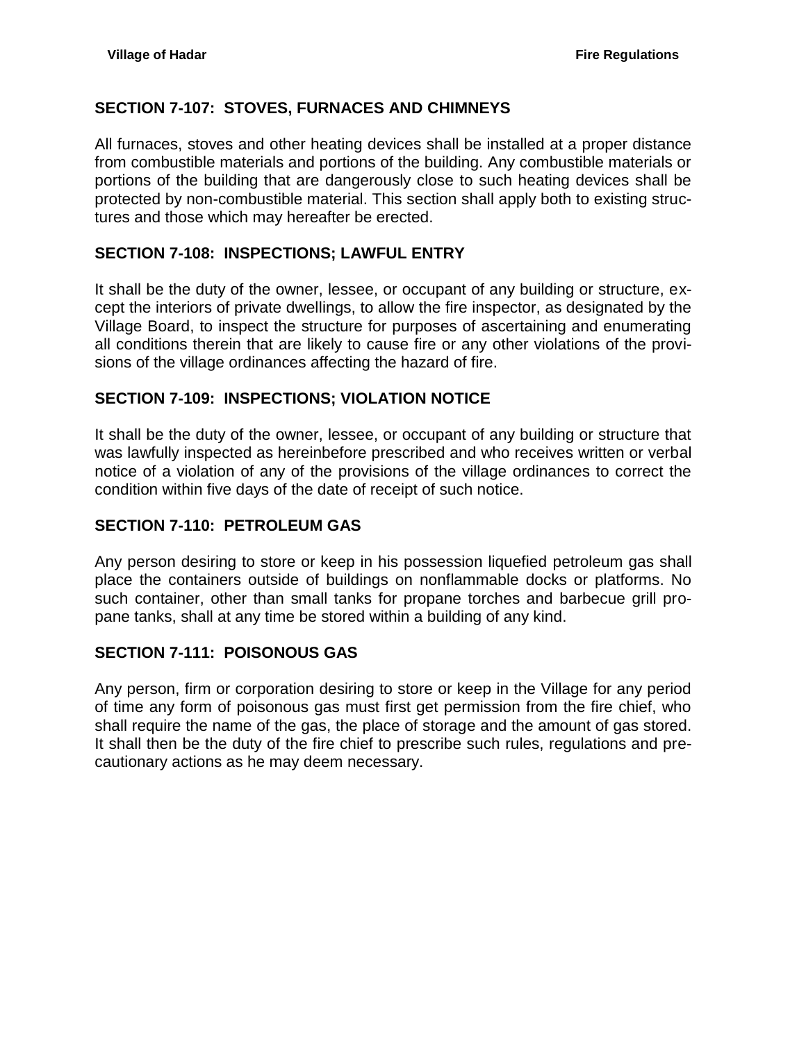## SECTION 7-107: STOVES, FURNACES AND CHIMNEYS

All furnaces, stoves and other heating devices shall be installed at a proper distance from combustible materials and portions of the building. Any combustible materials or portions of the building that are dangerously close to such heating devices shall be protected by non-combustible material. This section shall apply both to existing structures and those which may hereafter be erected.

## SECTION 7-108: INSPECTIONS; LAWFUL ENTRY

It shall be the duty of the owner, lessee, or occupant of any building or structure, except the interiors of private dwellings, to allow the fire inspector, as designated by the Village Board, to inspect the structure for purposes of ascertaining and enumerating all conditions therein that are likely to cause fire or any other violations of the provisions of the village ordinances affecting the hazard of fire.

## SECTION 7-109: INSPECTIONS; VIOLATION NOTICE

It shall be the duty of the owner, lessee, or occupant of any building or structure that was lawfully inspected as hereinbefore prescribed and who receives written or verbal notice of a violation of any of the provisions of the village ordinances to correct the condition within five days of the date of receipt of such notice.

## SECTION 7-110: PETROLEUM GAS

Any person desiring to store or keep in his possession liquefied petroleum gas shall place the containers outside of buildings on nonflammable docks or platforms. No such container, other than small tanks for propane torches and barbecue grill propane tanks, shall at any time be stored within a building of any kind.

## SECTION 7-111: POISONOUS GAS

Any person, firm or corporation desiring to store or keep in the Village for any period of time any form of poisonous gas must first get permission from the fire chief, who shall require the name of the gas, the place of storage and the amount of gas stored. It shall then be the duty of the fire chief to prescribe such rules, regulations and precautionary actions as he may deem necessary.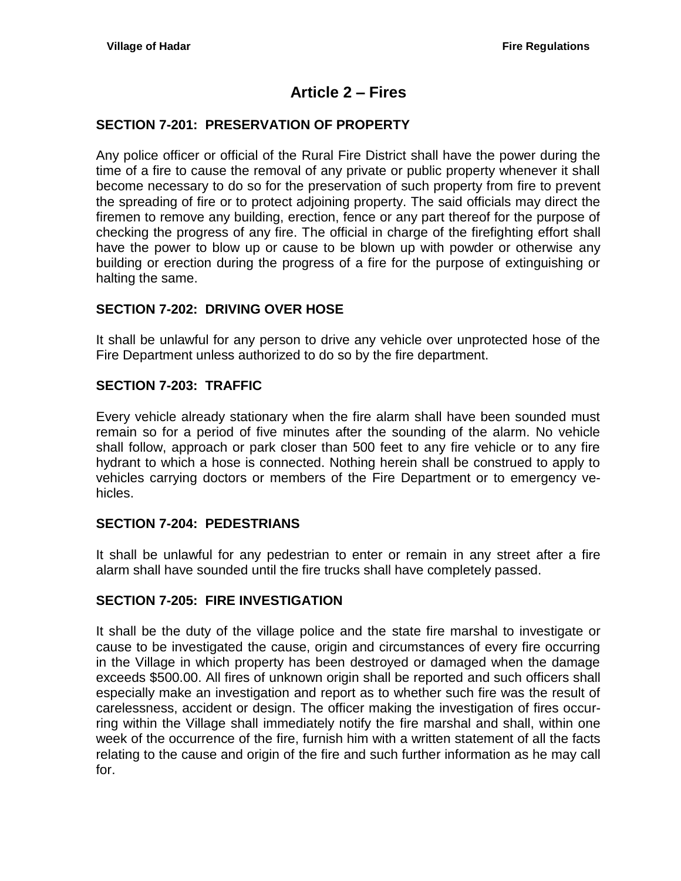# Article 2 – Fires

### SECTION 7-201: PRESERVATION OF PROPERTY

Any police officer or official of the Rural Fire District shall have the power during the time of a fire to cause the removal of any private or public property whenever it shall become necessary to do so for the preservation of such property from fire to prevent the spreading of fire or to protect adjoining property. The said officials may direct the firemen to remove any building, erection, fence or any part thereof for the purpose of checking the progress of any fire. The official in charge of the firefighting effort shall have the power to blow up or cause to be blown up with powder or otherwise any building or erection during the progress of a fire for the purpose of extinguishing or halting the same.

### SECTION 7-202: DRIVING OVER HOSE

It shall be unlawful for any person to drive any vehicle over unprotected hose of the Fire Department unless authorized to do so by the fire department.

### SECTION 7-203: TRAFFIC

Every vehicle already stationary when the fire alarm shall have been sounded must remain so for a period of five minutes after the sounding of the alarm. No vehicle shall follow, approach or park closer than 500 feet to any fire vehicle or to any fire hydrant to which a hose is connected. Nothing herein shall be construed to apply to vehicles carrying doctors or members of the Fire Department or to emergency vehicles.

### SECTION 7-204: PEDESTRIANS

It shall be unlawful for any pedestrian to enter or remain in any street after a fire alarm shall have sounded until the fire trucks shall have completely passed.

### SECTION 7-205: FIRE INVESTIGATION

It shall be the duty of the village police and the state fire marshal to investigate or cause to be investigated the cause, origin and circumstances of every fire occurring in the Village in which property has been destroyed or damaged when the damage exceeds $500.00. All fires of unknown origin shall be reported and such officers shall especially make an investigation and report as to whether such fire was the result of carelessness, accident or design. The officer making the investigation of fires occurring within the Village shall immediately notify the fire marshal and shall, within one week of the occurrence of the fire, furnish him with a written statement of all the facts relating to the cause and origin of the fire and such further information as he may call for.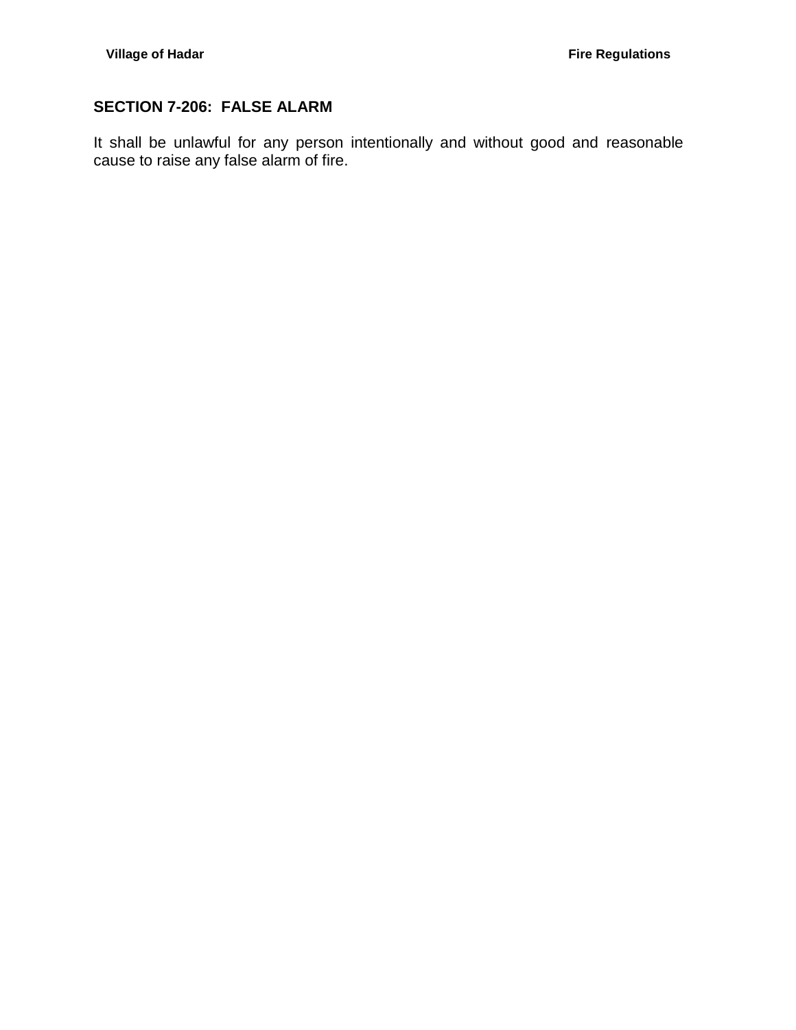## SECTION 7-206: FALSE ALARM

It shall be unlawful for any person intentionally and without good and reasonable cause to raise any false alarm of fire.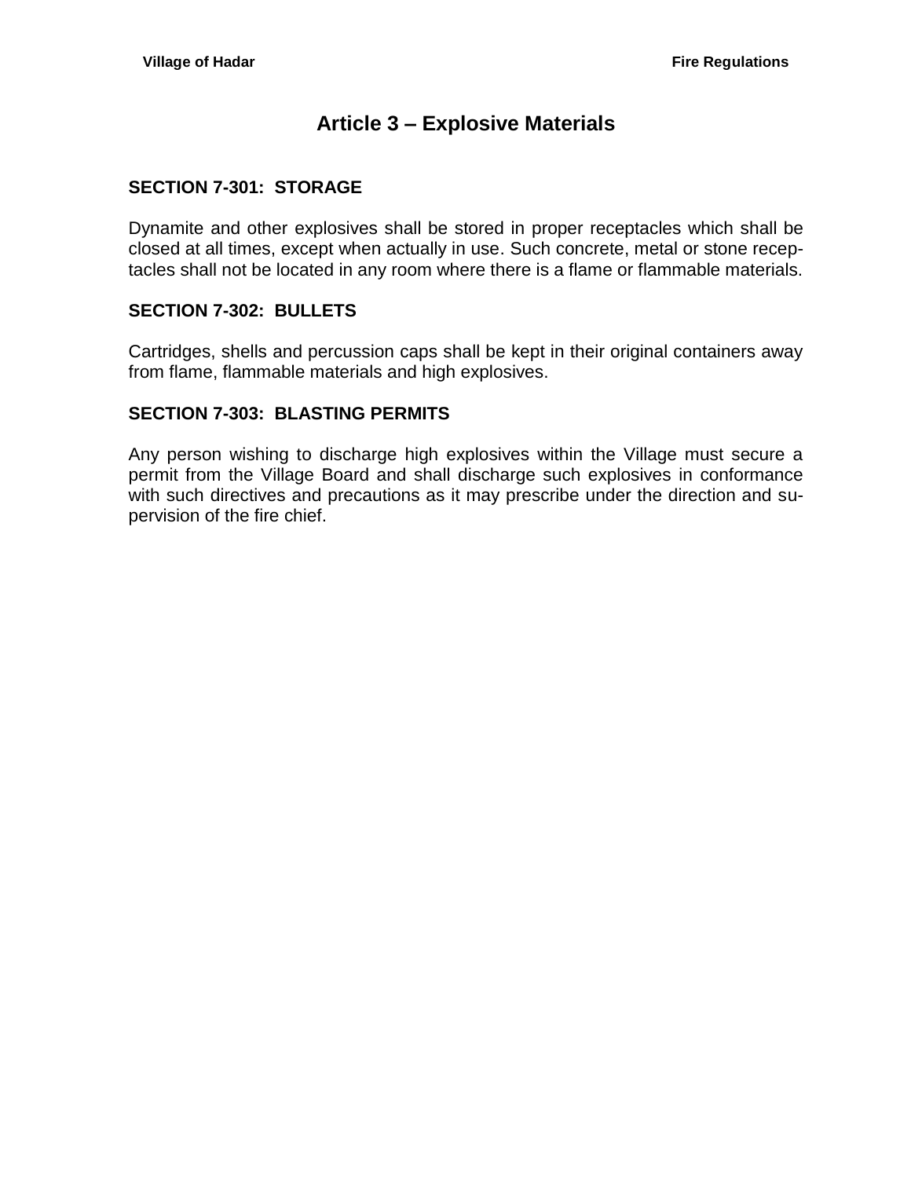# Article 3 – Explosive Materials

## SECTION 7-301: STORAGE

Dynamite and other explosives shall be stored in proper receptacles which shall be closed at all times, except when actually in use. Such concrete, metal or stone receptacles shall not be located in any room where there is a flame or flammable materials.

## SECTION 7-302: BULLETS

Cartridges, shells and percussion caps shall be kept in their original containers away from flame, flammable materials and high explosives.

## SECTION 7-303: BLASTING PERMITS

Any person wishing to discharge high explosives within the Village must secure a permit from the Village Board and shall discharge such explosives in conformance with such directives and precautions as it may prescribe under the direction and supervision of the fire chief.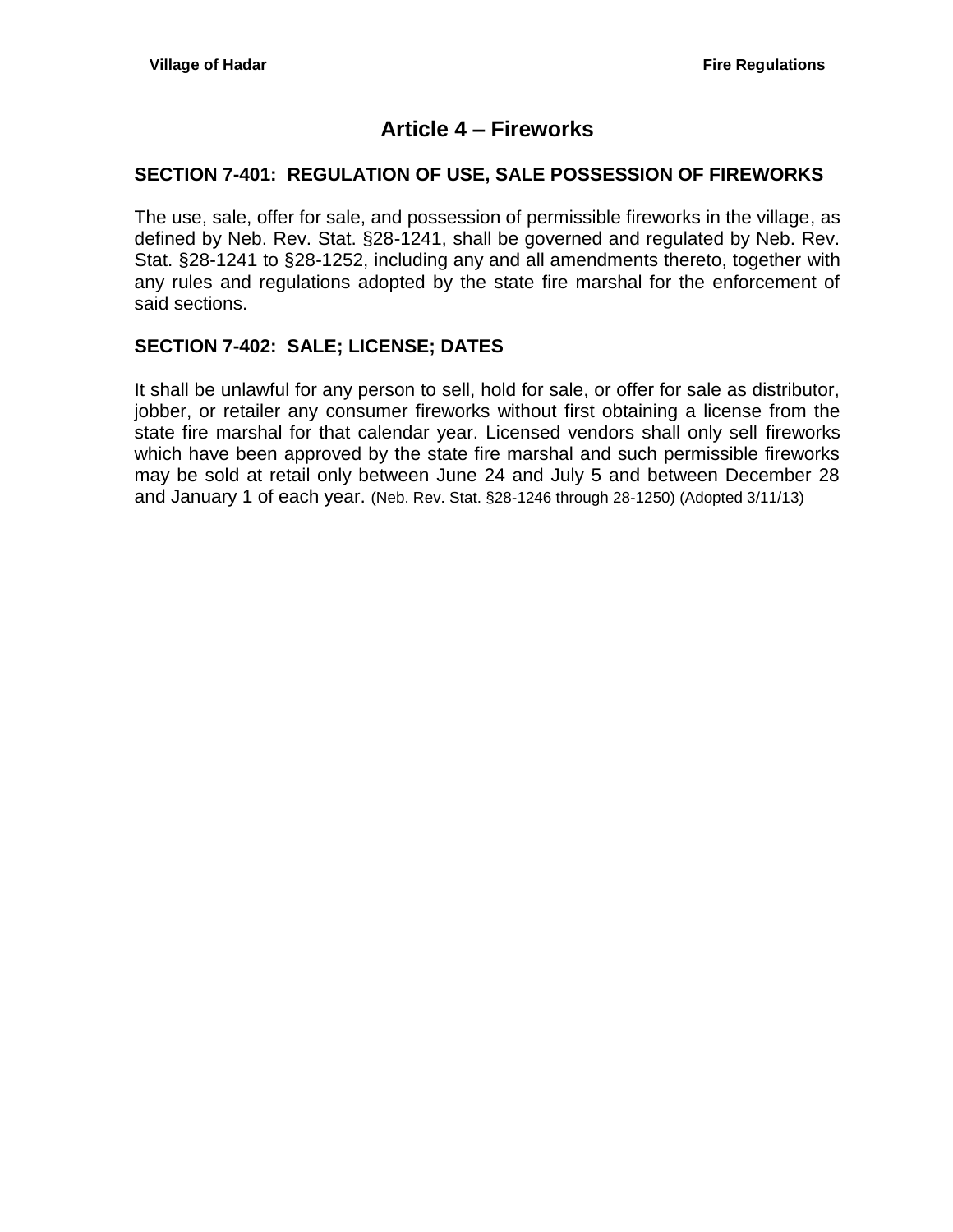# Article 4 – Fireworks

## SECTION 7-401: REGULATION OF USE, SALE POSSESSION OF FIREWORKS

The use, sale, offer for sale, and possession of permissible fireworks in the village, as defined by Neb. Rev. Stat. §28-1241, shall be governed and regulated by Neb. Rev. Stat. §28-1241 to §28-1252, including any and all amendments thereto, together with any rules and regulations adopted by the state fire marshal for the enforcement of said sections.

## SECTION 7-402: SALE; LICENSE; DATES

It shall be unlawful for any person to sell, hold for sale, or offer for sale as distributor, jobber, or retailer any consumer fireworks without first obtaining a license from the state fire marshal for that calendar year. Licensed vendors shall only sell fireworks which have been approved by the state fire marshal and such permissible fireworks may be sold at retail only between June 24 and July 5 and between December 28 and January 1 of each year. (Neb. Rev. Stat. §28-1246 through 28-1250) (Adopted 3/11/13)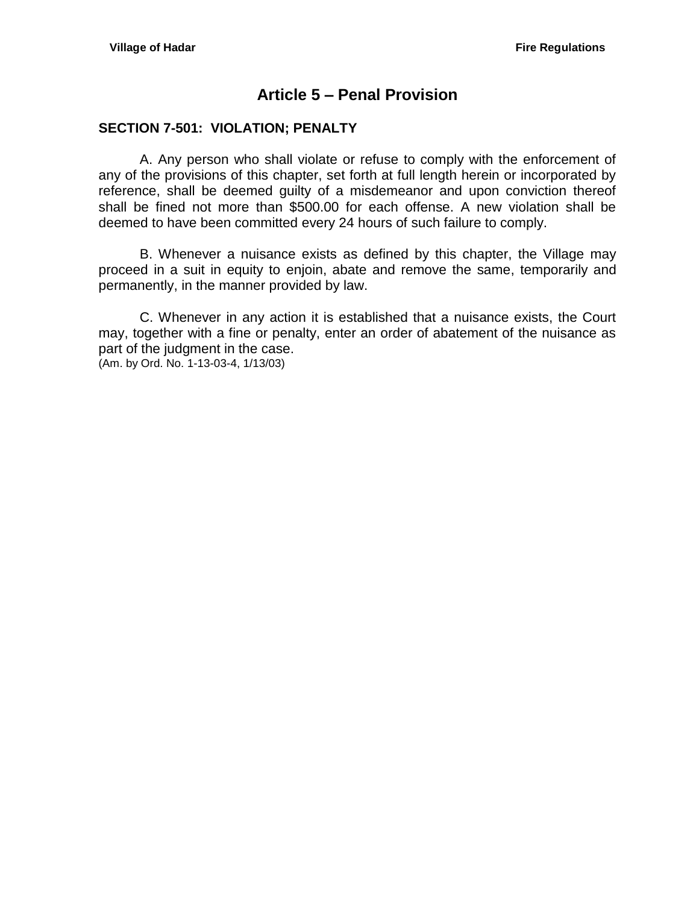# Article 5 – Penal Provision

## SECTION 7-501: VIOLATION; PENALTY

A. Any person who shall violate or refuse to comply with the enforcement of any of the provisions of this chapter, set forth at full length herein or incorporated by reference, shall be deemed guilty of a misdemeanor and upon conviction thereof shall be fined not more than $500.00 for each offense. A new violation shall be deemed to have been committed every 24 hours of such failure to comply.

B. Whenever a nuisance exists as defined by this chapter, the Village may proceed in a suit in equity to enjoin, abate and remove the same, temporarily and permanently, in the manner provided by law.

C. Whenever in any action it is established that a nuisance exists, the Court may, together with a fine or penalty, enter an order of abatement of the nuisance as part of the judgment in the case.
(Am. by Ord. No. 1-13-03-4, 1/13/03)